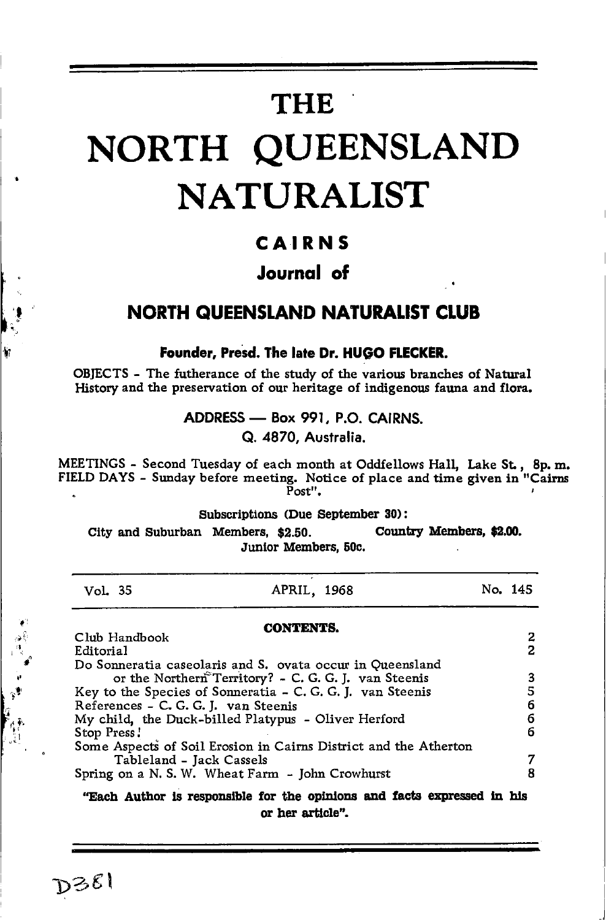# THE

# NORTH QUEENSLAND NATURALIST

## CAIRNS

### Journal of

## NORTH QUEENSLAND NATURALIST CLUB

**Founder, Presd. The late Dr. HUGO FLECKER.**

OBJECTS - The futherance of the study of the various branches of Natural History and the preservation of our heritage of indigenous fauna and flora.

ADDRESS — Box 991, P.O. CAIRNS.
Q. 4870, Australia.

MEETINGS - Second Tuesday of each month at Oddfellows Hall, Lake St., 8p.m.
FIELD DAYS - Sunday before meeting. Notice of place and time given in "Cairns Post".

**Subscriptions (Due September 30):**

**City and Suburban Members, $2.50. Country Members, $2.00.**
**Junior Members, 50c.**

Vol. 35 APRIL, 1968 No. 145

**CONTENTS.**

| | |
|---|---|
| Club Handbook | 2 |
| Editorial | 2 |
| Do Sonneratia caseolaris and S. ovata occur in Queensland or the Northern Territory? - C. G. G. J. van Steenis | 3 |
| Key to the Species of Sonneratia - C. G. G. J. van Steenis | 5 |
| References - C. G. G. J. van Steenis | 6 |
| My child, the Duck-billed Platypus - Oliver Herford | 6 |
| Stop Press! | 6 |
| Some Aspects of Soil Erosion in Cairns District and the Atherton Tableland - Jack Cassels | 7 |
| Spring on a N. S. W. Wheat Farm - John Crowhurst | 8 |

**"Each Author is responsible for the opinions and facts expressed in his or her article".**

D381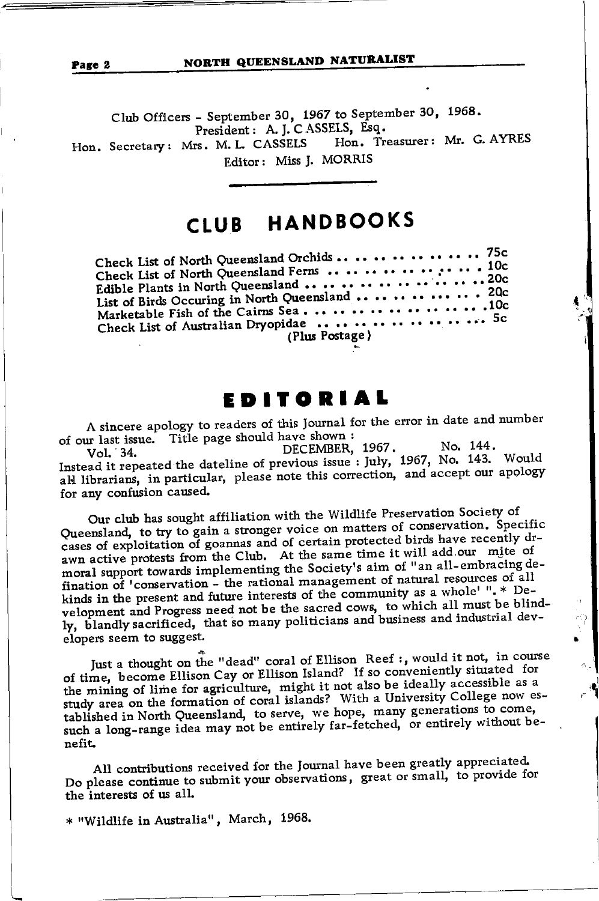Club Officers - September 30, 1967 to September 30, 1968.
President: A. J. CASSELS, Esq.
Hon. Secretary: Mrs. M. L. CASSELS Hon. Treasurer: Mr. G. AYRES
Editor: Miss J. MORRIS

# CLUB HANDBOOKS

Check List of North Queensland Orchids .......... 75c
Check List of North Queensland Ferns .......... 10c
Edible Plants in North Queensland .......... 20c
List of Birds Occuring in North Queensland .......... 20c
Marketable Fish of the Cairns Sea .......... 10c
Check List of Australian Dryopidae .......... 5c
(Plus Postage)

# EDITORIAL

A sincere apology to readers of this Journal for the error in date and number of our last issue. Title page should have shown :
Vol. 34. DECEMBER, 1967. No. 144.
Instead it repeated the dateline of previous issue : July, 1967, No. 143. Would all librarians, in particular, please note this correction, and accept our apology for any confusion caused.

Our club has sought affiliation with the Wildlife Preservation Society of Queensland, to try to gain a stronger voice on matters of conservation. Specific cases of exploitation of goannas and of certain protected birds have recently drawn active protests from the Club. At the same time it will add our mite of moral support towards implementing the Society's aim of "an all-embracing defination of 'conservation - the rational management of natural resources of all kinds in the present and future interests of the community as a whole' ".* Development and Progress need not be the sacred cows, to which all must be blindly, blandly sacrificed, that so many politicians and business and industrial developers seem to suggest.

Just a thought on the "dead" coral of Ellison Reef :, would it not, in course of time, become Ellison Cay or Ellison Island? If so conveniently situated for the mining of lime for agriculture, might it not also be ideally accessible as a study area on the formation of coral islands? With a University College now established in North Queensland, to serve, we hope, many generations to come, such a long-range idea may not be entirely far-fetched, or entirely without benefit.

All contributions received for the Journal have been greatly appreciated. Do please continue to submit your observations, great or small, to provide for the interests of us all.

* "Wildlife in Australia", March, 1968.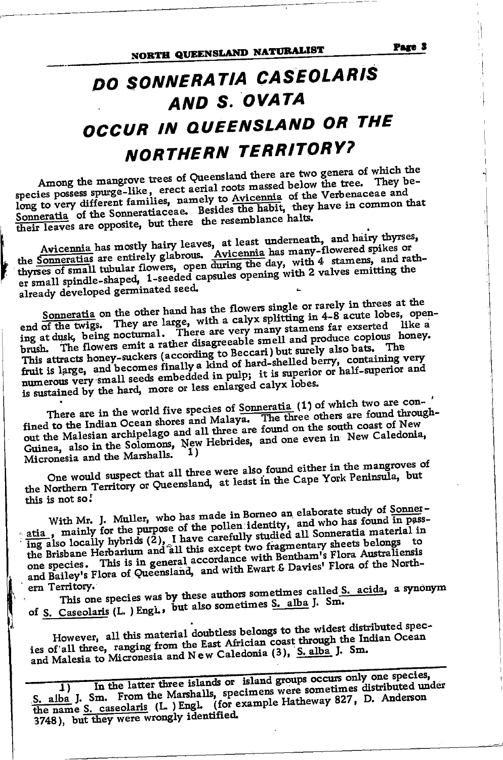# DO SONNERATIA CASEOLARIS AND S. OVATA OCCUR IN QUEENSLAND OR THE NORTHERN TERRITORY?

Among the mangrove trees of Queensland there are two genera of which the species possess spurge-like, erect aerial roots massed below the tree. They belong to very different families, namely to Avicennia of the Verbenaceae and Sonneratia of the Sonneratiaceae. Besides the habit, they have in common that their leaves are opposite, but there the resemblance halts.

Avicennia has mostly hairy leaves, at least underneath, and hairy thyrses, the Sonneratias are entirely glabrous. Avicennia has many-flowered spikes or thyrses of small tubular flowers, open during the day, with 4 stamens, and rather small spindle-shaped, 1-seeded capsules opening with 2 valves emitting the already developed germinated seed.

Sonneratia on the other hand has the flowers single or rarely in threes at the end of the twigs. They are large, with a calyx splitting in 4-8 acute lobes, opening at dusk, being nocturnal. There are very many stamens far exserted like a brush. The flowers emit a rather disagreeable smell and produce copious honey. This attracts honey-suckers (according to Beccari) but surely also bats. The fruit is large, and becomes finally a kind of hard-shelled berry, containing very numerous very small seeds embedded in pulp; it is superior or half-superior and is sustained by the hard, more or less enlarged calyx lobes.

There are in the world five species of Sonneratia (1) of which two are confined to the Indian Ocean shores and Malaya. The three others are found throughout the Malesian archipelago and all three are found on the south coast of New Guinea, also in the Solomons, New Hebrides, and one even in New Caledonia, Micronesia and the Marshalls. 1)

One would suspect that all three were also found either in the mangroves of the Northern Territory or Queensland, at least in the Cape York Peninsula, but this is not so!

With Mr. J. Muller, who has made in Borneo an elaborate study of Sonneratia, mainly for the purpose of the pollen identity, and who has found in passing also locally hybrids (2), I have carefully studied all Sonneratia material in the Brisbane Herbarium and all this except two fragmentary sheets belongs to one species. This is in general accordance with Bentham's Flora Australiensis and Bailey's Flora of Queensland, and with Ewart & Davies' Flora of the Northern Territory.

This one species was by these authors sometimes called S. acida, a synonym of S. Caseolaris (L.) Engl., but also sometimes S. alba J. Sm.

However, all this material doubtless belongs to the widest distributed species of all three, ranging from the East African coast through the Indian Ocean and Malesia to Micronesia and New Caledonia (3), S. alba J. Sm.

---

1) In the latter three islands or island groups occurs only one species, S. alba J. Sm. From the Marshalls, specimens were sometimes distributed under the name S. caseolaris (L.) Engl. (for example Hatheway 827, D. Anderson 3748), but they were wrongly identified.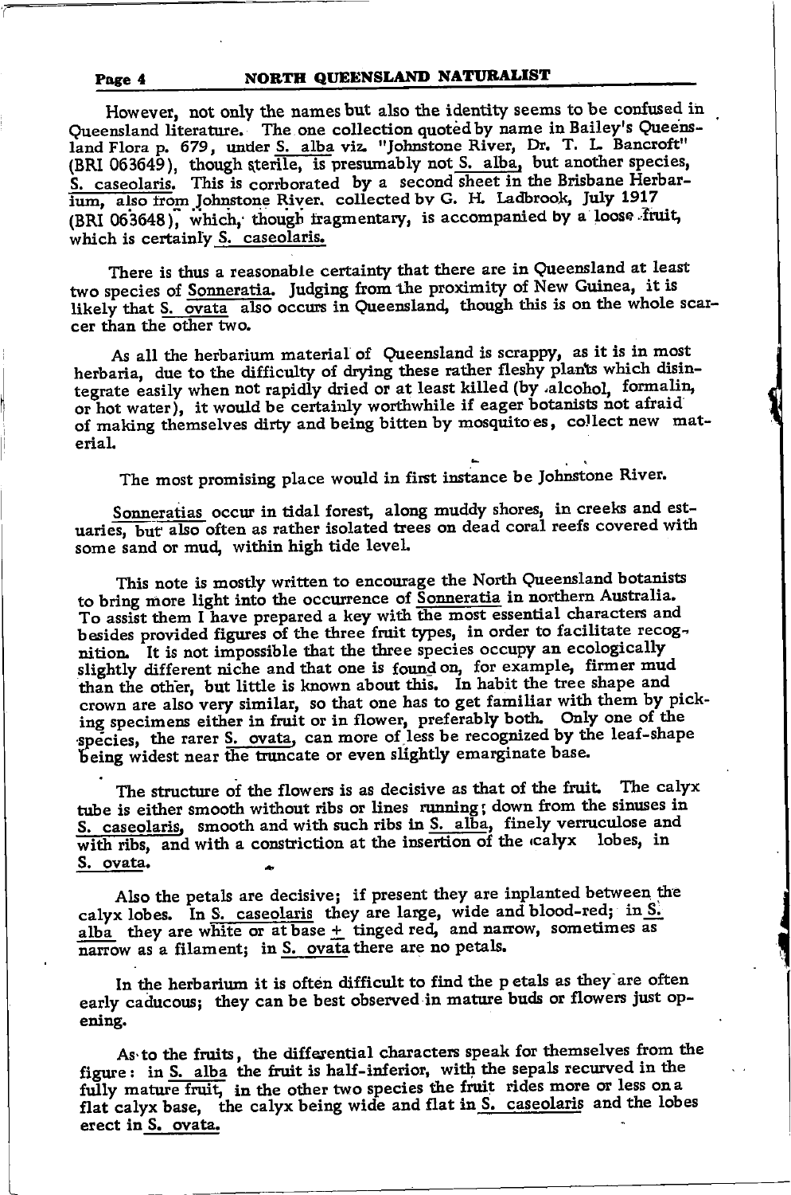However, not only the names but also the identity seems to be confused in Queensland literature. The one collection quoted by name in Bailey's Queensland Flora p. 679, under S. alba viz. "Johnstone River, Dr. T. L. Bancroft" (BRI 063649), though sterile, is presumably not S. alba, but another species, S. caseolaris. This is corrborated by a second sheet in the Brisbane Herbarium, also from Johnstone River. collected by G. H. Ladbrook, July 1917 (BRI 063648), which, though fragmentary, is accompanied by a loose fruit, which is certainly S. caseolaris.

There is thus a reasonable certainty that there are in Queensland at least two species of Sonneratia. Judging from the proximity of New Guinea, it is likely that S. ovata also occurs in Queensland, though this is on the whole scarcer than the other two.

As all the herbarium material of Queensland is scrappy, as it is in most herbaria, due to the difficulty of drying these rather fleshy plants which disintegrate easily when not rapidly dried or at least killed (by alcohol, formalin, or hot water), it would be certainly worthwhile if eager botanists not afraid of making themselves dirty and being bitten by mosquitoes, collect new material.

The most promising place would in first instance be Johnstone River.

Sonneratias occur in tidal forest, along muddy shores, in creeks and estuaries, but also often as rather isolated trees on dead coral reefs covered with some sand or mud, within high tide level.

This note is mostly written to encourage the North Queensland botanists to bring more light into the occurrence of Sonneratia in northern Australia. To assist them I have prepared a key with the most essential characters and besides provided figures of the three fruit types, in order to facilitate recognition. It is not impossible that the three species occupy an ecologically slightly different niche and that one is found on, for example, firmer mud than the other, but little is known about this. In habit the tree shape and crown are also very similar, so that one has to get familiar with them by picking specimens either in fruit or in flower, preferably both. Only one of the species, the rarer S. ovata, can more of less be recognized by the leaf-shape being widest near the truncate or even slightly emarginate base.

The structure of the flowers is as decisive as that of the fruit. The calyx tube is either smooth without ribs or lines running; down from the sinuses in S. caseolaris, smooth and with such ribs in S. alba, finely verruculose and with ribs, and with a constriction at the insertion of the calyx lobes, in S. ovata.

Also the petals are decisive; if present they are inplanted between the calyx lobes. In S. caseolaris they are large, wide and blood-red; in S. alba they are white or at base ± tinged red, and narrow, sometimes as narrow as a filament; in S. ovata there are no petals.

In the herbarium it is often difficult to find the petals as they are often early caducous; they can be best observed in mature buds or flowers just opening.

As to the fruits, the differential characters speak for themselves from the figure: in S. alba the fruit is half-inferior, with the sepals recurved in the fully mature fruit, in the other two species the fruit rides more or less on a flat calyx base, the calyx being wide and flat in S. caseolaris and the lobes erect in S. ovata.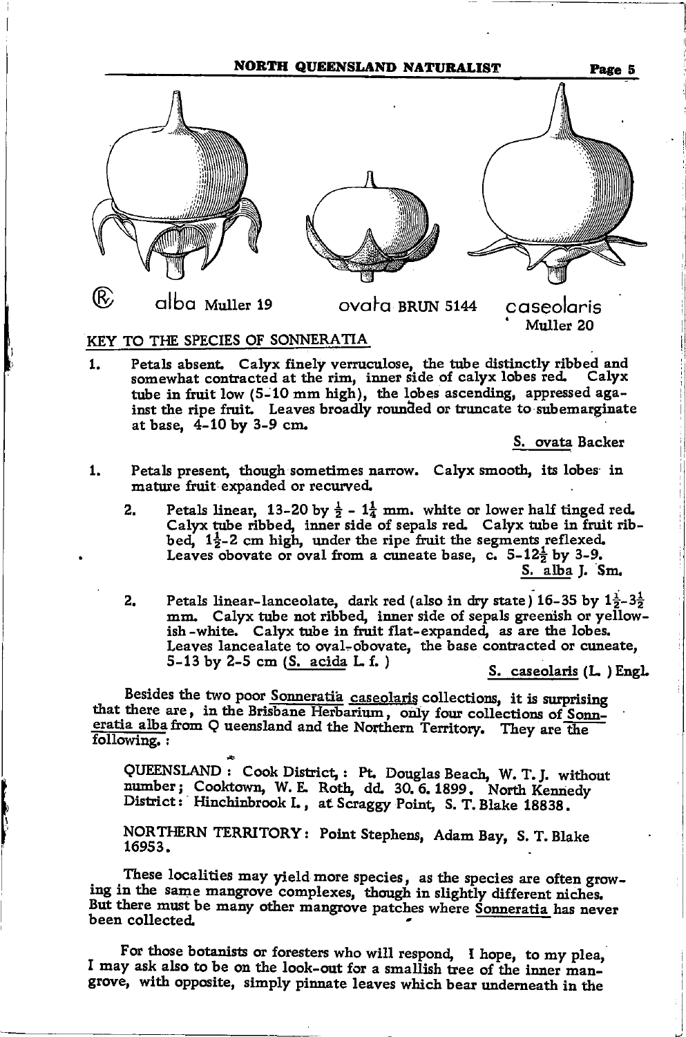alba Muller 19 ovata BRUN 5144 caseolaris Muller 20

## KEY TO THE SPECIES OF SONNERATIA

1. Petals absent. Calyx finely verruculose, the tube distinctly ribbed and somewhat contracted at the rim, inner side of calyx lobes red. Calyx tube in fruit low (5-10 mm high), the lobes ascending, appressed against the ripe fruit. Leaves broadly rounded or truncate to subemarginate at base, 4-10 by 3-9 cm.

   S. ovata Backer

1. Petals present, though sometimes narrow. Calyx smooth, its lobes in mature fruit expanded or recurved.

   2. Petals linear, 13-20 by ½ - 1¼ mm. white or lower half tinged red. Calyx tube ribbed, inner side of sepals red. Calyx tube in fruit ribbed, 1½-2 cm high, under the ripe fruit the segments reflexed. Leaves obovate or oval from a cuneate base, c. 5-12½ by 3-9.

      S. alba J. Sm.

   2. Petals linear-lanceolate, dark red (also in dry state) 16-35 by 1½-3½ mm. Calyx tube not ribbed, inner side of sepals greenish or yellowish-white. Calyx tube in fruit flat-expanded, as are the lobes. Leaves lancealate to oval-obovate, the base contracted or cuneate, 5-13 by 2-5 cm (S. acida L. f. )

      S. caseolaris (L. ) Engl.

Besides the two poor Sonneratia caseolaris collections, it is surprising that there are, in the Brisbane Herbarium, only four collections of Sonneratia alba from Q ueensland and the Northern Territory. They are the following. :

QUEENSLAND : Cook District, : Pt. Douglas Beach, W. T. J. without number; Cooktown, W. E. Roth, dd. 30. 6. 1899. North Kennedy District: Hinchinbrook I., at Scraggy Point, S. T. Blake 18838.

NORTHERN TERRITORY: Point Stephens, Adam Bay, S. T. Blake 16953.

These localities may yield more species, as the species are often growing in the same mangrove complexes, though in slightly different niches. But there must be many other mangrove patches where Sonneratia has never been collected.

For those botanists or foresters who will respond, I hope, to my plea, I may ask also to be on the look-out for a smallish tree of the inner mangrove, with opposite, simply pinnate leaves which bear underneath in the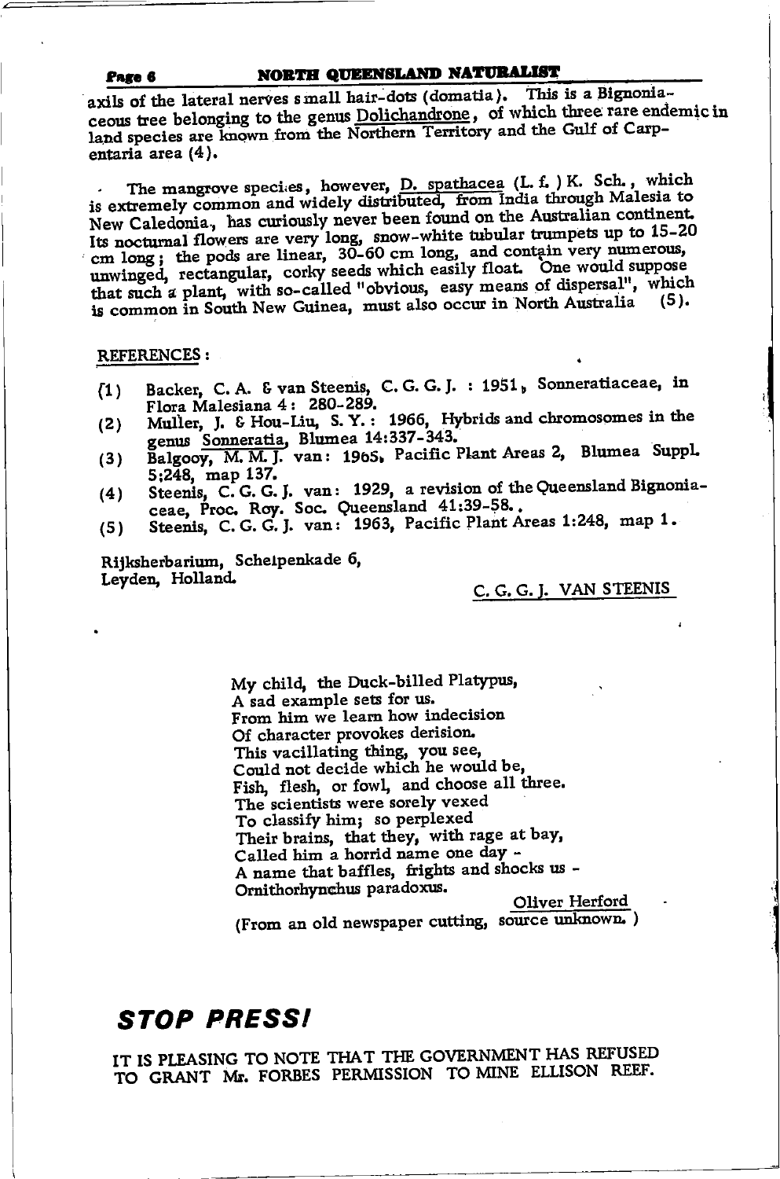axils of the lateral nerves small hair-dots (domatia). This is a Bignoniaceous tree belonging to the genus Dolichandrone, of which three rare endemic in land species are known from the Northern Territory and the Gulf of Carpentaria area (4).

The mangrove species, however, D. spathacea (L. f.) K. Sch., which is extremely common and widely distributed, from India through Malesia to New Caledonia, has curiously never been found on the Australian continent. Its nocturnal flowers are very long, snow-white tubular trumpets up to 15-20 cm long; the pods are linear, 30-60 cm long, and contain very numerous, unwinged, rectangular, corky seeds which easily float. One would suppose that such a plant, with so-called "obvious, easy means of dispersal", which is common in South New Guinea, must also occur in North Australia (5).

REFERENCES:

(1) Backer, C. A. & van Steenis, C. G. G. J. : 1951, Sonneratiaceae, in Flora Malesiana 4: 280-289.
(2) Muller, J. & Hou-Liu, S. Y.: 1966, Hybrids and chromosomes in the genus Sonneratia, Blumea 14:337-343.
(3) Balgooy, M. M. J. van: 1965, Pacific Plant Areas 2, Blumea Suppl. 5;248, map 137.
(4) Steenis, C. G. G. J. van: 1929, a revision of the Queensland Bignoniaceae, Proc. Roy. Soc. Queensland 41:39-58.
(5) Steenis, C. G. G. J. van: 1963, Pacific Plant Areas 1:248, map 1.

Rijksherbarium, Schelpenkade 6,
Leyden, Holland.

C. G. G. J. VAN STEENIS

My child, the Duck-billed Platypus,
A sad example sets for us.
From him we learn how indecision
Of character provokes derision.
This vacillating thing, you see,
Could not decide which he would be,
Fish, flesh, or fowl, and choose all three.
The scientists were sorely vexed
To classify him; so perplexed
Their brains, that they, with rage at bay,
Called him a horrid name one day -
A name that baffles, frights and shocks us -
Ornithorhynchus paradoxus.

Oliver Herford

(From an old newspaper cutting, source unknown.)

## STOP PRESS!

IT IS PLEASING TO NOTE THAT THE GOVERNMENT HAS REFUSED TO GRANT Mr. FORBES PERMISSION TO MINE ELLISON REEF.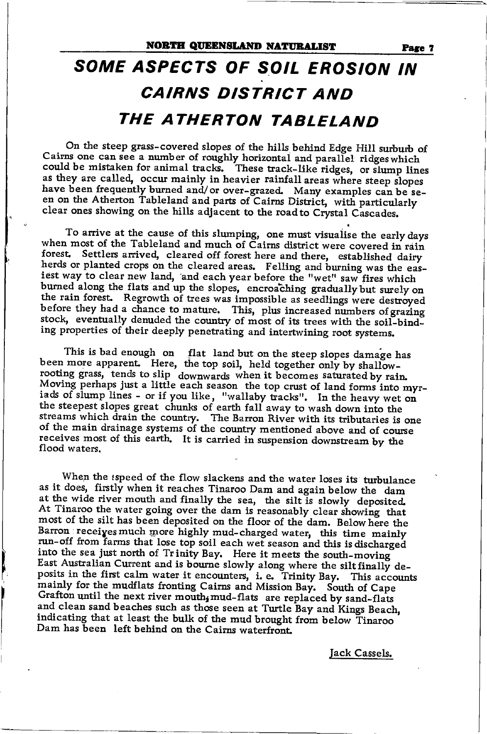# SOME ASPECTS OF SOIL EROSION IN CAIRNS DISTRICT AND THE ATHERTON TABLELAND

On the steep grass-covered slopes of the hills behind Edge Hill surburb of Cairns one can see a number of roughly horizontal and parallel ridges which could be mistaken for animal tracks. These track-like ridges, or slump lines as they are called, occur mainly in heavier rainfall areas where steep slopes have been frequently burned and/or over-grazed. Many examples can be seen on the Atherton Tableland and parts of Cairns District, with particularly clear ones showing on the hills adjacent to the road to Crystal Cascades.

To arrive at the cause of this slumping, one must visualise the early days when most of the Tableland and much of Cairns district were covered in rain forest. Settlers arrived, cleared off forest here and there, established dairy herds or planted crops on the cleared areas. Felling and burning was the easiest way to clear new land, and each year before the "wet" saw fires which burned along the flats and up the slopes, encroaching gradually but surely on the rain forest. Regrowth of trees was impossible as seedlings were destroyed before they had a chance to mature. This, plus increased numbers of grazing stock, eventually denuded the country of most of its trees with the soil-binding properties of their deeply penetrating and intertwining root systems.

This is bad enough on flat land but on the steep slopes damage has been more apparent. Here, the top soil, held together only by shallow-rooting grass, tends to slip downwards when it becomes saturated by rain. Moving perhaps just a little each season the top crust of land forms into myriads of slump lines - or if you like, "wallaby tracks". In the heavy wet on the steepest slopes great chunks of earth fall away to wash down into the streams which drain the country. The Barron River with its tributaries is one of the main drainage systems of the country mentioned above and of course receives most of this earth. It is carried in suspension downstream by the flood waters.

When the speed of the flow slackens and the water loses its turbulance as it does, firstly when it reaches Tinaroo Dam and again below the dam at the wide river mouth and finally the sea, the silt is slowly deposited. At Tinaroo the water going over the dam is reasonably clear showing that most of the silt has been deposited on the floor of the dam. Below here the Barron receives much more highly mud-charged water, this time mainly run-off from farms that lose top soil each wet season and this is discharged into the sea just north of Trinity Bay. Here it meets the south-moving East Australian Current and is bourne slowly along where the silt finally deposits in the first calm water it encounters, i. e. Trinity Bay. This accounts mainly for the mudflats fronting Cairns and Mission Bay. South of Cape Grafton until the next river mouth, mud-flats are replaced by sand-flats and clean sand beaches such as those seen at Turtle Bay and Kings Beach, indicating that at least the bulk of the mud brought from below Tinaroo Dam has been left behind on the Cairns waterfront.

Jack Cassels.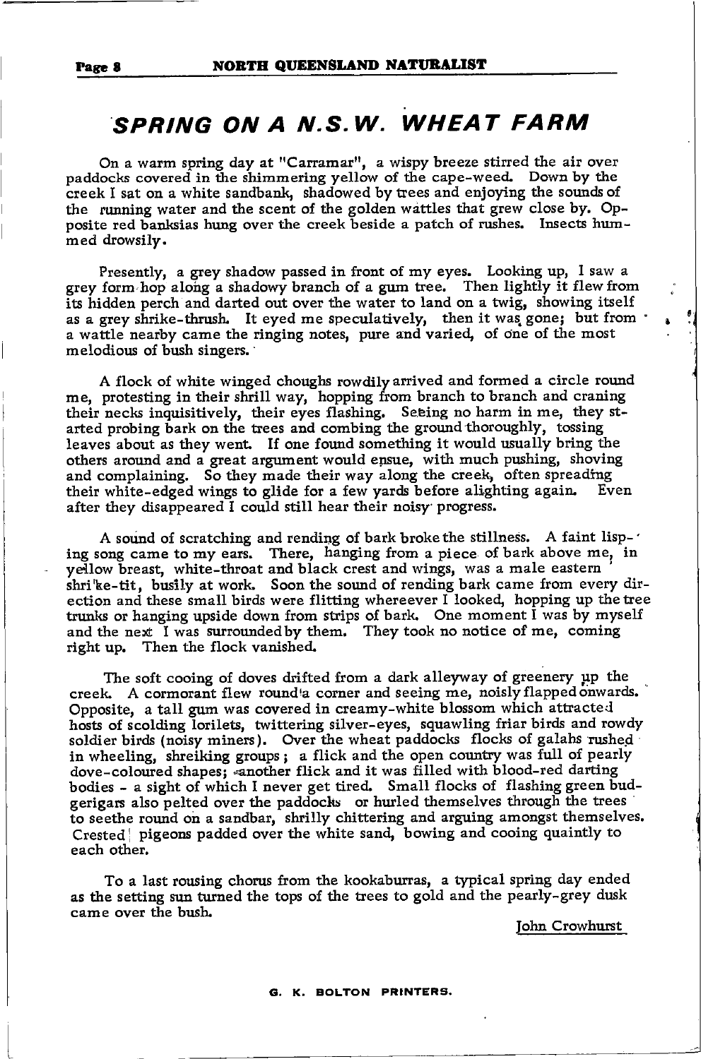# SPRING ON A N.S.W. WHEAT FARM

On a warm spring day at "Carramar", a wispy breeze stirred the air over paddocks covered in the shimmering yellow of the cape-weed. Down by the creek I sat on a white sandbank, shadowed by trees and enjoying the sounds of the running water and the scent of the golden wattles that grew close by. Opposite red banksias hung over the creek beside a patch of rushes. Insects hummed drowsily.

Presently, a grey shadow passed in front of my eyes. Looking up, I saw a grey form hop along a shadowy branch of a gum tree. Then lightly it flew from its hidden perch and darted out over the water to land on a twig, showing itself as a grey shrike-thrush. It eyed me speculatively, then it was gone; but from a wattle nearby came the ringing notes, pure and varied, of one of the most melodious of bush singers.

A flock of white winged choughs rowdily arrived and formed a circle round me, protesting in their shrill way, hopping from branch to branch and craning their necks inquisitively, their eyes flashing. Seeing no harm in me, they started probing bark on the trees and combing the ground thoroughly, tossing leaves about as they went. If one found something it would usually bring the others around and a great argument would ensue, with much pushing, shoving and complaining. So they made their way along the creek, often spreading their white-edged wings to glide for a few yards before alighting again. Even after they disappeared I could still hear their noisy progress.

A sound of scratching and rending of bark broke the stillness. A faint lisping song came to my ears. There, hanging from a piece of bark above me, in yellow breast, white-throat and black crest and wings, was a male eastern shrike-tit, busily at work. Soon the sound of rending bark came from every direction and these small birds were flitting whereever I looked, hopping up the tree trunks or hanging upside down from strips of bark. One moment I was by myself and the next I was surrounded by them. They took no notice of me, coming right up. Then the flock vanished.

The soft cooing of doves drifted from a dark alleyway of greenery up the creek. A cormorant flew round a corner and seeing me, noisly flapped onwards. Opposite, a tall gum was covered in creamy-white blossom which attracted hosts of scolding lorilets, twittering silver-eyes, squawling friar birds and rowdy soldier birds (noisy miners). Over the wheat paddocks flocks of galahs rushed in wheeling, shreiking groups; a flick and the open country was full of pearly dove-coloured shapes; another flick and it was filled with blood-red darting bodies - a sight of which I never get tired. Small flocks of flashing green budgerigars also pelted over the paddocks or hurled themselves through the trees to seethe round on a sandbar, shrilly chittering and arguing amongst themselves. Crested pigeons padded over the white sand, bowing and cooing quaintly to each other.

To a last rousing chorus from the kookaburras, a typical spring day ended as the setting sun turned the tops of the trees to gold and the pearly-grey dusk came over the bush.

John Crowhurst

G. K. BOLTON PRINTERS.